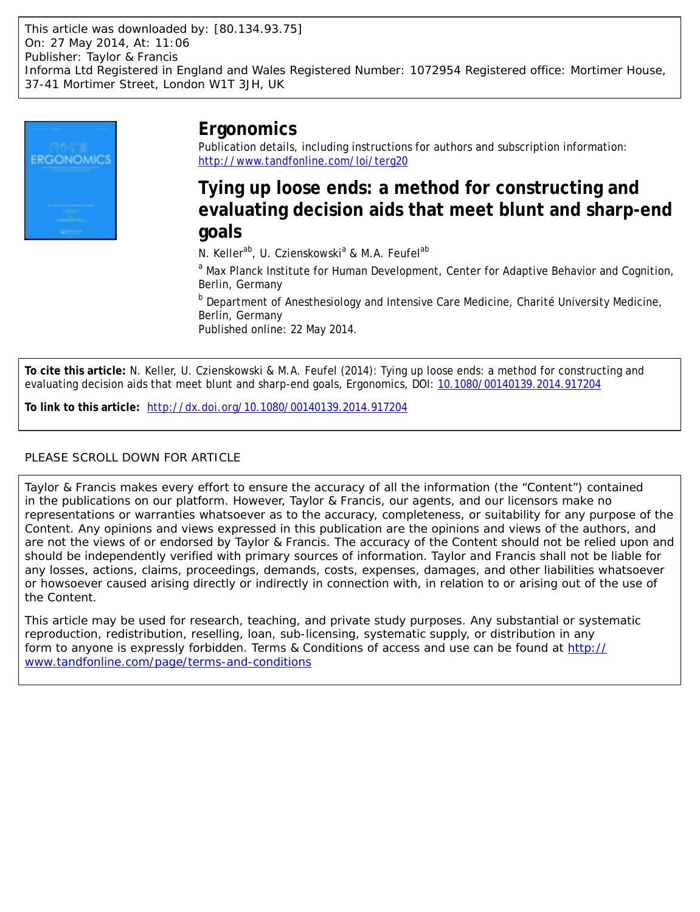This article was downloaded by: [80.134.93.75]
On: 27 May 2014, At: 11:06
Publisher: Taylor & Francis
Informa Ltd Registered in England and Wales Registered Number: 1072954 Registered office: Mortimer House, 37-41 Mortimer Street, London W1T 3JH, UK

# Ergonomics

Publication details, including instructions for authors and subscription information:
http://www.tandfonline.com/loi/terg20

## Tying up loose ends: a method for constructing and evaluating decision aids that meet blunt and sharp-end goals

N. Keller[ab], U. Czienskowski[a] & M.A. Feufel[ab]

[a] Max Planck Institute for Human Development, Center for Adaptive Behavior and Cognition, Berlin, Germany

[b] Department of Anesthesiology and Intensive Care Medicine, Charité University Medicine, Berlin, Germany

Published online: 22 May 2014.

**To cite this article:** N. Keller, U. Czienskowski & M.A. Feufel (2014): Tying up loose ends: a method for constructing and evaluating decision aids that meet blunt and sharp-end goals, Ergonomics, DOI: 10.1080/00140139.2014.917204

**To link to this article:** http://dx.doi.org/10.1080/00140139.2014.917204

PLEASE SCROLL DOWN FOR ARTICLE

Taylor & Francis makes every effort to ensure the accuracy of all the information (the "Content") contained in the publications on our platform. However, Taylor & Francis, our agents, and our licensors make no representations or warranties whatsoever as to the accuracy, completeness, or suitability for any purpose of the Content. Any opinions and views expressed in this publication are the opinions and views of the authors, and are not the views of or endorsed by Taylor & Francis. The accuracy of the Content should not be relied upon and should be independently verified with primary sources of information. Taylor and Francis shall not be liable for any losses, actions, claims, proceedings, demands, costs, expenses, damages, and other liabilities whatsoever or howsoever caused arising directly or indirectly in connection with, in relation to or arising out of the use of the Content.

This article may be used for research, teaching, and private study purposes. Any substantial or systematic reproduction, redistribution, reselling, loan, sub-licensing, systematic supply, or distribution in any form to anyone is expressly forbidden. Terms & Conditions of access and use can be found at http://www.tandfonline.com/page/terms-and-conditions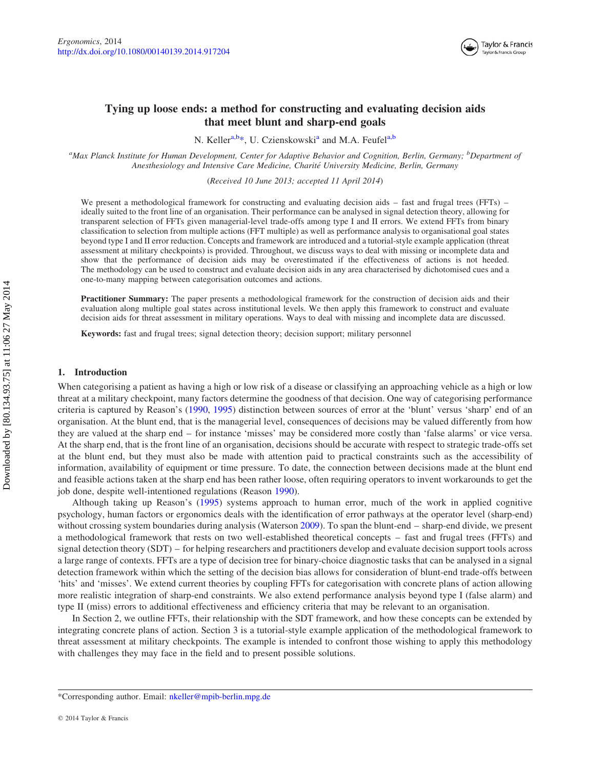# Tying up loose ends: a method for constructing and evaluating decision aids that meet blunt and sharp-end goals

N. Keller[a,b*], U. Czienskowski[a] and M.A. Feufel[a,b]

[a]*Max Planck Institute for Human Development, Center for Adaptive Behavior and Cognition, Berlin, Germany;* [b]*Department of Anesthesiology and Intensive Care Medicine, Charité University Medicine, Berlin, Germany*

(*Received 10 June 2013; accepted 11 April 2014*)

We present a methodological framework for constructing and evaluating decision aids – fast and frugal trees (FFTs) – ideally suited to the front line of an organisation. Their performance can be analysed in signal detection theory, allowing for transparent selection of FFTs given managerial-level trade-offs among type I and II errors. We extend FFTs from binary classification to selection from multiple actions (FFT multiple) as well as performance analysis to organisational goal states beyond type I and II error reduction. Concepts and framework are introduced and a tutorial-style example application (threat assessment at military checkpoints) is provided. Throughout, we discuss ways to deal with missing or incomplete data and show that the performance of decision aids may be overestimated if the effectiveness of actions is not heeded. The methodology can be used to construct and evaluate decision aids in any area characterised by dichotomised cues and a one-to-many mapping between categorisation outcomes and actions.

**Practitioner Summary:** The paper presents a methodological framework for the construction of decision aids and their evaluation along multiple goal states across institutional levels. We then apply this framework to construct and evaluate decision aids for threat assessment in military operations. Ways to deal with missing and incomplete data are discussed.

**Keywords:** fast and frugal trees; signal detection theory; decision support; military personnel

## 1. Introduction

When categorising a patient as having a high or low risk of a disease or classifying an approaching vehicle as a high or low threat at a military checkpoint, many factors determine the goodness of that decision. One way of categorising performance criteria is captured by Reason's (1990, 1995) distinction between sources of error at the 'blunt' versus 'sharp' end of an organisation. At the blunt end, that is the managerial level, consequences of decisions may be valued differently from how they are valued at the sharp end – for instance 'misses' may be considered more costly than 'false alarms' or vice versa. At the sharp end, that is the front line of an organisation, decisions should be accurate with respect to strategic trade-offs set at the blunt end, but they must also be made with attention paid to practical constraints such as the accessibility of information, availability of equipment or time pressure. To date, the connection between decisions made at the blunt end and feasible actions taken at the sharp end has been rather loose, often requiring operators to invent workarounds to get the job done, despite well-intentioned regulations (Reason 1990).

Although taking up Reason's (1995) systems approach to human error, much of the work in applied cognitive psychology, human factors or ergonomics deals with the identification of error pathways at the operator level (sharp-end) without crossing system boundaries during analysis (Waterson 2009). To span the blunt-end – sharp-end divide, we present a methodological framework that rests on two well-established theoretical concepts – fast and frugal trees (FFTs) and signal detection theory (SDT) – for helping researchers and practitioners develop and evaluate decision support tools across a large range of contexts. FFTs are a type of decision tree for binary-choice diagnostic tasks that can be analysed in a signal detection framework within which the setting of the decision bias allows for consideration of blunt-end trade-offs between 'hits' and 'misses'. We extend current theories by coupling FFTs for categorisation with concrete plans of action allowing more realistic integration of sharp-end constraints. We also extend performance analysis beyond type I (false alarm) and type II (miss) errors to additional effectiveness and efficiency criteria that may be relevant to an organisation.

In Section 2, we outline FFTs, their relationship with the SDT framework, and how these concepts can be extended by integrating concrete plans of action. Section 3 is a tutorial-style example application of the methodological framework to threat assessment at military checkpoints. The example is intended to confront those wishing to apply this methodology with challenges they may face in the field and to present possible solutions.

*Corresponding author. Email: nkeller@mpib-berlin.mpg.de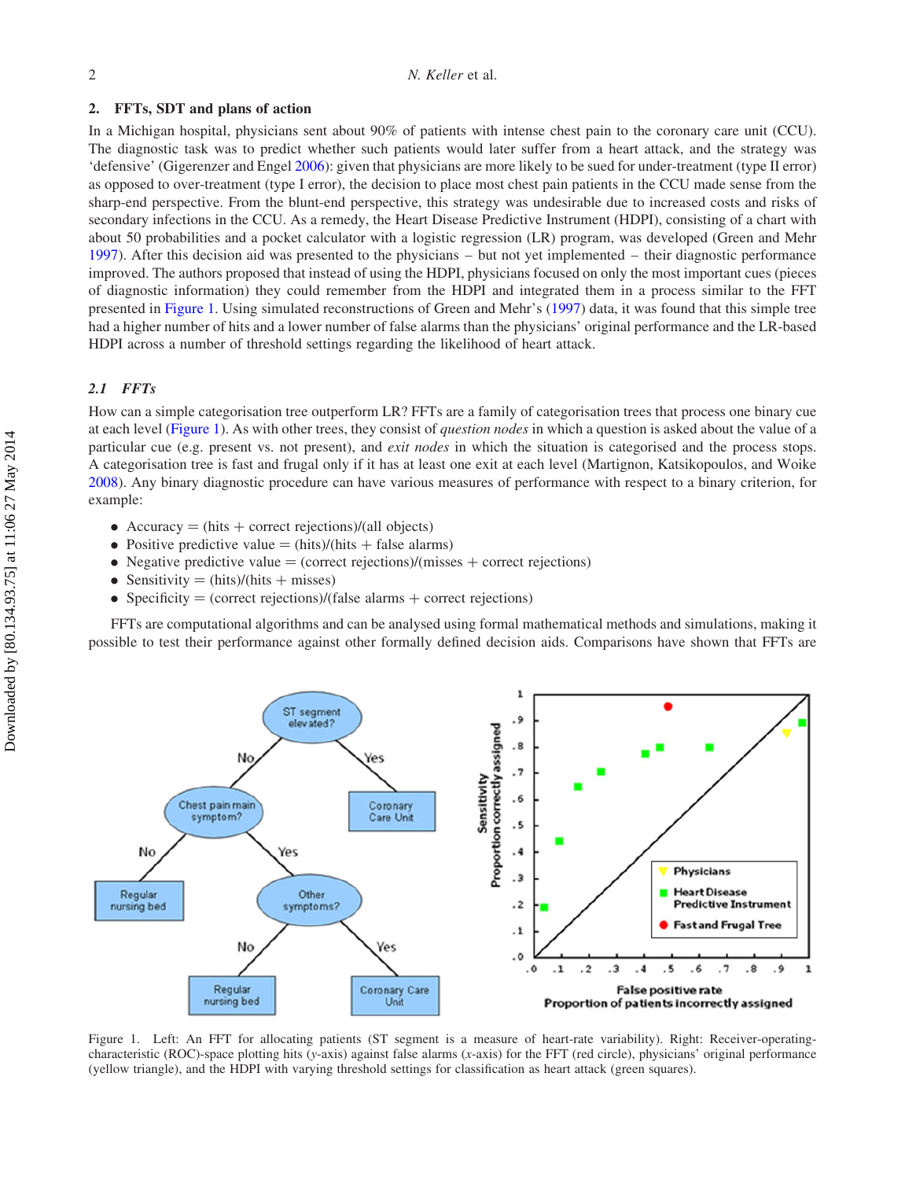## 2. FFTs, SDT and plans of action

In a Michigan hospital, physicians sent about 90% of patients with intense chest pain to the coronary care unit (CCU). The diagnostic task was to predict whether such patients would later suffer from a heart attack, and the strategy was 'defensive' (Gigerenzer and Engel 2006): given that physicians are more likely to be sued for under-treatment (type II error) as opposed to over-treatment (type I error), the decision to place most chest pain patients in the CCU made sense from the sharp-end perspective. From the blunt-end perspective, this strategy was undesirable due to increased costs and risks of secondary infections in the CCU. As a remedy, the Heart Disease Predictive Instrument (HDPI), consisting of a chart with about 50 probabilities and a pocket calculator with a logistic regression (LR) program, was developed (Green and Mehr 1997). After this decision aid was presented to the physicians – but not yet implemented – their diagnostic performance improved. The authors proposed that instead of using the HDPI, physicians focused on only the most important cues (pieces of diagnostic information) they could remember from the HDPI and integrated them in a process similar to the FFT presented in Figure 1. Using simulated reconstructions of Green and Mehr's (1997) data, it was found that this simple tree had a higher number of hits and a lower number of false alarms than the physicians' original performance and the LR-based HDPI across a number of threshold settings regarding the likelihood of heart attack.

### 2.1 FFTs

How can a simple categorisation tree outperform LR? FFTs are a family of categorisation trees that process one binary cue at each level (Figure 1). As with other trees, they consist of *question nodes* in which a question is asked about the value of a particular cue (e.g. present vs. not present), and *exit nodes* in which the situation is categorised and the process stops. A categorisation tree is fast and frugal only if it has at least one exit at each level (Martignon, Katsikopoulos, and Woike 2008). Any binary diagnostic procedure can have various measures of performance with respect to a binary criterion, for example:

- Accuracy = (hits + correct rejections)/(all objects)
- Positive predictive value = (hits)/(hits + false alarms)
- Negative predictive value = (correct rejections)/(misses + correct rejections)
- Sensitivity = (hits)/(hits + misses)
- Specificity = (correct rejections)/(false alarms + correct rejections)

FFTs are computational algorithms and can be analysed using formal mathematical methods and simulations, making it possible to test their performance against other formally defined decision aids. Comparisons have shown that FFTs are

Figure 1. Left: An FFT for allocating patients (ST segment is a measure of heart-rate variability). Right: Receiver-operating-characteristic (ROC)-space plotting hits (*y*-axis) against false alarms (*x*-axis) for the FFT (red circle), physicians' original performance (yellow triangle), and the HDPI with varying threshold settings for classification as heart attack (green squares).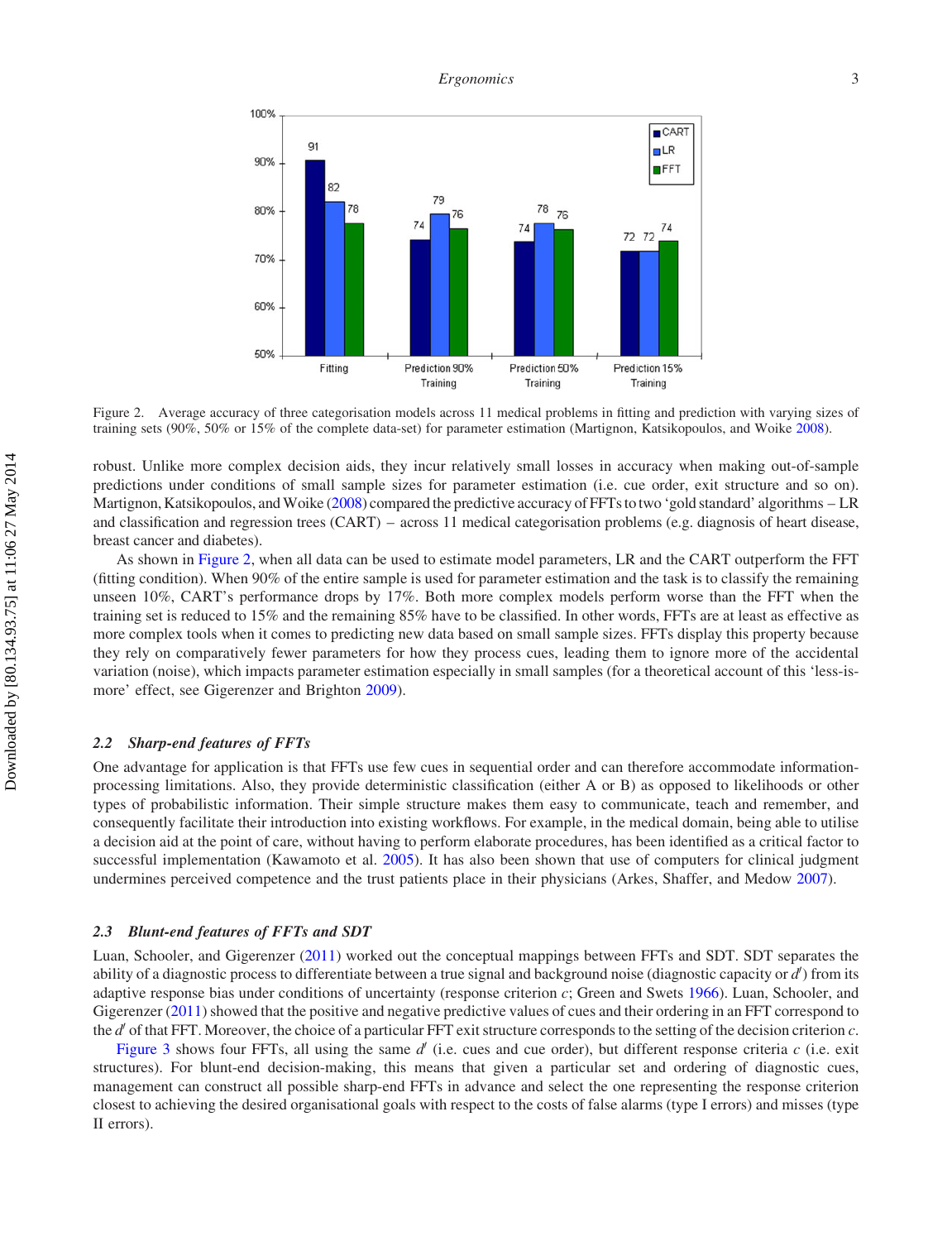Figure 2. Average accuracy of three categorisation models across 11 medical problems in fitting and prediction with varying sizes of training sets (90%, 50% or 15% of the complete data-set) for parameter estimation (Martignon, Katsikopoulos, and Woike 2008).

robust. Unlike more complex decision aids, they incur relatively small losses in accuracy when making out-of-sample predictions under conditions of small sample sizes for parameter estimation (i.e. cue order, exit structure and so on). Martignon, Katsikopoulos, and Woike (2008) compared the predictive accuracy of FFTs to two 'gold standard' algorithms – LR and classification and regression trees (CART) – across 11 medical categorisation problems (e.g. diagnosis of heart disease, breast cancer and diabetes).

As shown in Figure 2, when all data can be used to estimate model parameters, LR and the CART outperform the FFT (fitting condition). When 90% of the entire sample is used for parameter estimation and the task is to classify the remaining unseen 10%, CART's performance drops by 17%. Both more complex models perform worse than the FFT when the training set is reduced to 15% and the remaining 85% have to be classified. In other words, FFTs are at least as effective as more complex tools when it comes to predicting new data based on small sample sizes. FFTs display this property because they rely on comparatively fewer parameters for how they process cues, leading them to ignore more of the accidental variation (noise), which impacts parameter estimation especially in small samples (for a theoretical account of this 'less-is-more' effect, see Gigerenzer and Brighton 2009).

### 2.2 *Sharp-end features of FFTs*

One advantage for application is that FFTs use few cues in sequential order and can therefore accommodate information-processing limitations. Also, they provide deterministic classification (either A or B) as opposed to likelihoods or other types of probabilistic information. Their simple structure makes them easy to communicate, teach and remember, and consequently facilitate their introduction into existing workflows. For example, in the medical domain, being able to utilise a decision aid at the point of care, without having to perform elaborate procedures, has been identified as a critical factor to successful implementation (Kawamoto et al. 2005). It has also been shown that use of computers for clinical judgment undermines perceived competence and the trust patients place in their physicians (Arkes, Shaffer, and Medow 2007).

### 2.3 *Blunt-end features of FFTs and SDT*

Luan, Schooler, and Gigerenzer (2011) worked out the conceptual mappings between FFTs and SDT. SDT separates the ability of a diagnostic process to differentiate between a true signal and background noise (diagnostic capacity or $d'$) from its adaptive response bias under conditions of uncertainty (response criterion $c$; Green and Swets 1966). Luan, Schooler, and Gigerenzer (2011) showed that the positive and negative predictive values of cues and their ordering in an FFT correspond to the $d'$ of that FFT. Moreover, the choice of a particular FFT exit structure corresponds to the setting of the decision criterion $c$.

Figure 3 shows four FFTs, all using the same $d'$ (i.e. cues and cue order), but different response criteria $c$ (i.e. exit structures). For blunt-end decision-making, this means that given a particular set and ordering of diagnostic cues, management can construct all possible sharp-end FFTs in advance and select the one representing the response criterion closest to achieving the desired organisational goals with respect to the costs of false alarms (type I errors) and misses (type II errors).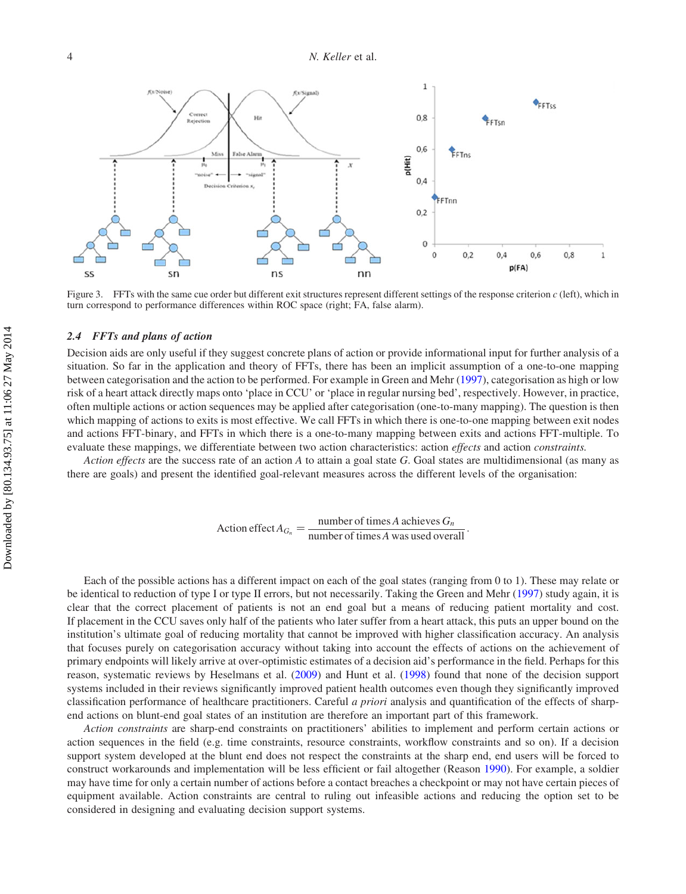Figure 3. FFTs with the same cue order but different exit structures represent different settings of the response criterion $c$ (left), which in turn correspond to performance differences within ROC space (right; FA, false alarm).

### 2.4 *FFTs and plans of action*

Decision aids are only useful if they suggest concrete plans of action or provide informational input for further analysis of a situation. So far in the application and theory of FFTs, there has been an implicit assumption of a one-to-one mapping between categorisation and the action to be performed. For example in Green and Mehr (1997), categorisation as high or low risk of a heart attack directly maps onto 'place in CCU' or 'place in regular nursing bed', respectively. However, in practice, often multiple actions or action sequences may be applied after categorisation (one-to-many mapping). The question is then which mapping of actions to exits is most effective. We call FFTs in which there is one-to-one mapping between exit nodes and actions FFT-binary, and FFTs in which there is a one-to-many mapping between exits and actions FFT-multiple. To evaluate these mappings, we differentiate between two action characteristics: action *effects* and action *constraints.*

*Action effects* are the success rate of an action $A$ to attain a goal state $G$. Goal states are multidimensional (as many as there are goals) and present the identified goal-relevant measures across the different levels of the organisation:

$$\text{Action effect } A_{G_n} = \frac{\text{number of times } A \text{ achieves } G_n}{\text{number of times } A \text{ was used overall}}.$$

Each of the possible actions has a different impact on each of the goal states (ranging from 0 to 1). These may relate or be identical to reduction of type I or type II errors, but not necessarily. Taking the Green and Mehr (1997) study again, it is clear that the correct placement of patients is not an end goal but a means of reducing patient mortality and cost. If placement in the CCU saves only half of the patients who later suffer from a heart attack, this puts an upper bound on the institution's ultimate goal of reducing mortality that cannot be improved with higher classification accuracy. An analysis that focuses purely on categorisation accuracy without taking into account the effects of actions on the achievement of primary endpoints will likely arrive at over-optimistic estimates of a decision aid's performance in the field. Perhaps for this reason, systematic reviews by Heselmans et al. (2009) and Hunt et al. (1998) found that none of the decision support systems included in their reviews significantly improved patient health outcomes even though they significantly improved classification performance of healthcare practitioners. Careful *a priori* analysis and quantification of the effects of sharp-end actions on blunt-end goal states of an institution are therefore an important part of this framework.

*Action constraints* are sharp-end constraints on practitioners' abilities to implement and perform certain actions or action sequences in the field (e.g. time constraints, resource constraints, workflow constraints and so on). If a decision support system developed at the blunt end does not respect the constraints at the sharp end, end users will be forced to construct workarounds and implementation will be less efficient or fail altogether (Reason 1990). For example, a soldier may have time for only a certain number of actions before a contact breaches a checkpoint or may not have certain pieces of equipment available. Action constraints are central to ruling out infeasible actions and reducing the option set to be considered in designing and evaluating decision support systems.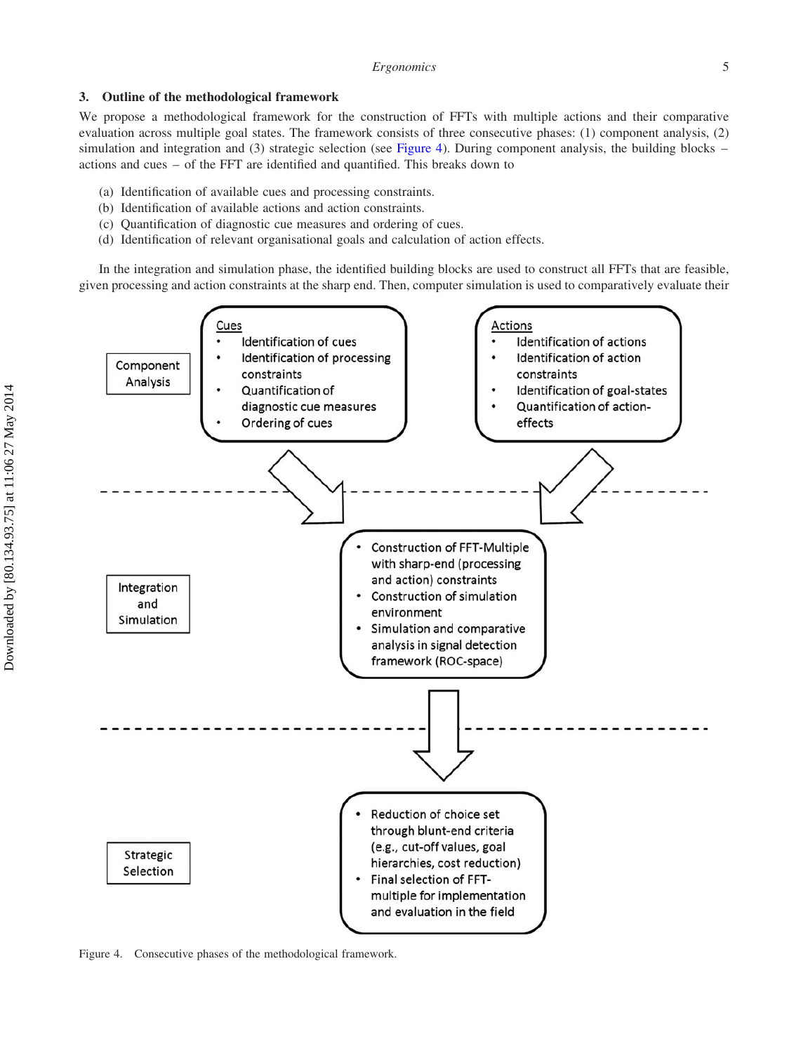## 3. Outline of the methodological framework

We propose a methodological framework for the construction of FFTs with multiple actions and their comparative evaluation across multiple goal states. The framework consists of three consecutive phases: (1) component analysis, (2) simulation and integration and (3) strategic selection (see Figure 4). During component analysis, the building blocks – actions and cues – of the FFT are identified and quantified. This breaks down to

(a) Identification of available cues and processing constraints.
(b) Identification of available actions and action constraints.
(c) Quantification of diagnostic cue measures and ordering of cues.
(d) Identification of relevant organisational goals and calculation of action effects.

In the integration and simulation phase, the identified building blocks are used to construct all FFTs that are feasible, given processing and action constraints at the sharp end. Then, computer simulation is used to comparatively evaluate their

Component Analysis

Cues
- Identification of cues
- Identification of processing constraints
- Quantification of diagnostic cue measures
- Ordering of cues

Actions
- Identification of actions
- Identification of action constraints
- Identification of goal-states
- Quantification of action-effects

Integration and Simulation

- Construction of FFT-Multiple with sharp-end (processing and action) constraints
- Construction of simulation environment
- Simulation and comparative analysis in signal detection framework (ROC-space)

Strategic Selection

- Reduction of choice set through blunt-end criteria (e.g., cut-off values, goal hierarchies, cost reduction)
- Final selection of FFT-multiple for implementation and evaluation in the field

Figure 4. Consecutive phases of the methodological framework.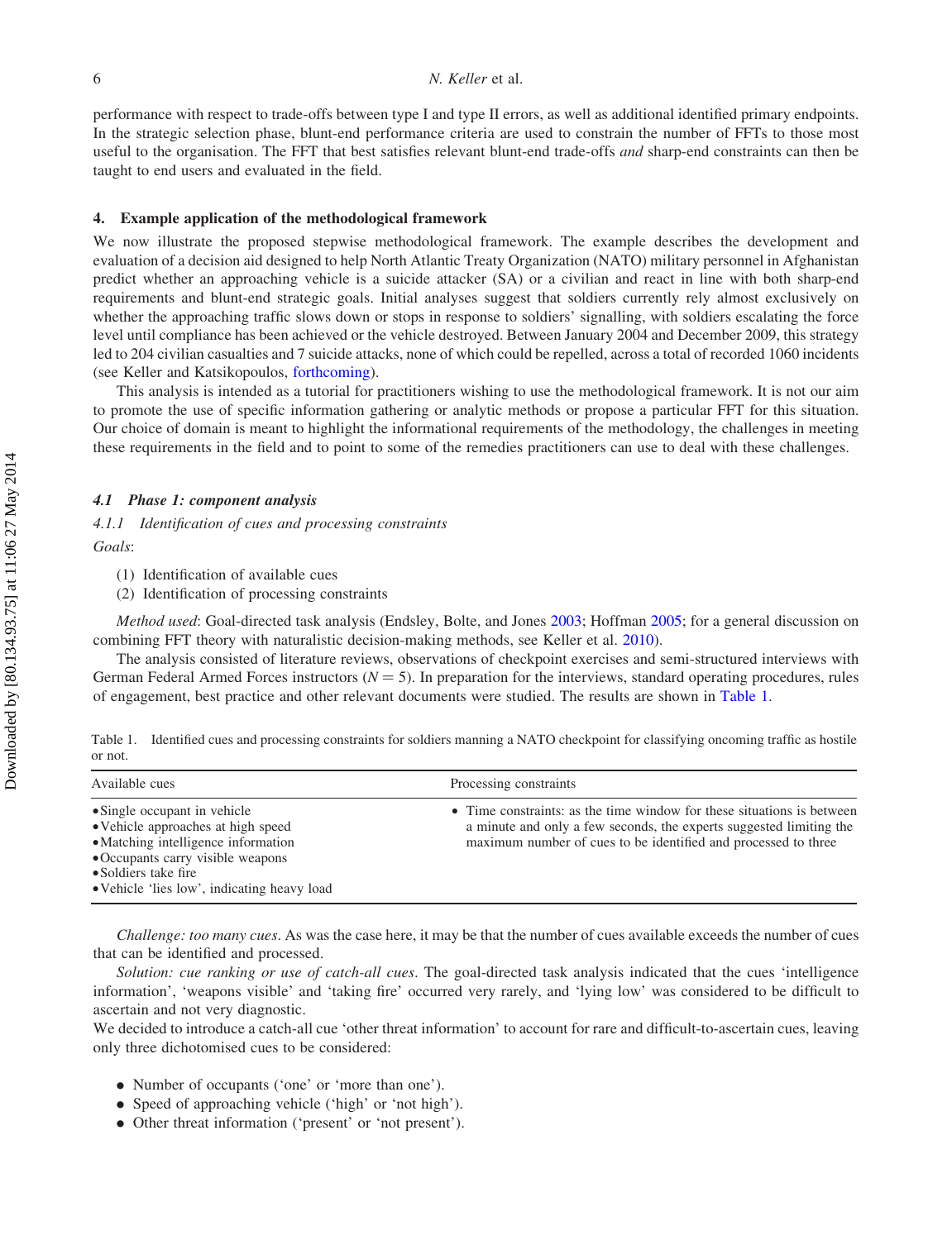performance with respect to trade-offs between type I and type II errors, as well as additional identified primary endpoints. In the strategic selection phase, blunt-end performance criteria are used to constrain the number of FFTs to those most useful to the organisation. The FFT that best satisfies relevant blunt-end trade-offs *and* sharp-end constraints can then be taught to end users and evaluated in the field.

## 4. Example application of the methodological framework

We now illustrate the proposed stepwise methodological framework. The example describes the development and evaluation of a decision aid designed to help North Atlantic Treaty Organization (NATO) military personnel in Afghanistan predict whether an approaching vehicle is a suicide attacker (SA) or a civilian and react in line with both sharp-end requirements and blunt-end strategic goals. Initial analyses suggest that soldiers currently rely almost exclusively on whether the approaching traffic slows down or stops in response to soldiers' signalling, with soldiers escalating the force level until compliance has been achieved or the vehicle destroyed. Between January 2004 and December 2009, this strategy led to 204 civilian casualties and 7 suicide attacks, none of which could be repelled, across a total of recorded 1060 incidents (see Keller and Katsikopoulos, forthcoming).

This analysis is intended as a tutorial for practitioners wishing to use the methodological framework. It is not our aim to promote the use of specific information gathering or analytic methods or propose a particular FFT for this situation. Our choice of domain is meant to highlight the informational requirements of the methodology, the challenges in meeting these requirements in the field and to point to some of the remedies practitioners can use to deal with these challenges.

### *4.1 Phase 1: component analysis*

#### *4.1.1 Identification of cues and processing constraints*

*Goals*:

(1) Identification of available cues
(2) Identification of processing constraints

*Method used*: Goal-directed task analysis (Endsley, Bolte, and Jones 2003; Hoffman 2005; for a general discussion on combining FFT theory with naturalistic decision-making methods, see Keller et al. 2010).

The analysis consisted of literature reviews, observations of checkpoint exercises and semi-structured interviews with German Federal Armed Forces instructors ($N = 5$). In preparation for the interviews, standard operating procedures, rules of engagement, best practice and other relevant documents were studied. The results are shown in Table 1.

Table 1. Identified cues and processing constraints for soldiers manning a NATO checkpoint for classifying oncoming traffic as hostile or not.

| Available cues | Processing constraints |
|---|---|
| • Single occupant in vehicle<br>• Vehicle approaches at high speed<br>• Matching intelligence information<br>• Occupants carry visible weapons<br>• Soldiers take fire<br>• Vehicle 'lies low', indicating heavy load | • Time constraints: as the time window for these situations is between a minute and only a few seconds, the experts suggested limiting the maximum number of cues to be identified and processed to three |

*Challenge: too many cues*. As was the case here, it may be that the number of cues available exceeds the number of cues that can be identified and processed.

*Solution: cue ranking or use of catch-all cues*. The goal-directed task analysis indicated that the cues 'intelligence information', 'weapons visible' and 'taking fire' occurred very rarely, and 'lying low' was considered to be difficult to ascertain and not very diagnostic.

We decided to introduce a catch-all cue 'other threat information' to account for rare and difficult-to-ascertain cues, leaving only three dichotomised cues to be considered:

- Number of occupants ('one' or 'more than one').
- Speed of approaching vehicle ('high' or 'not high').
- Other threat information ('present' or 'not present').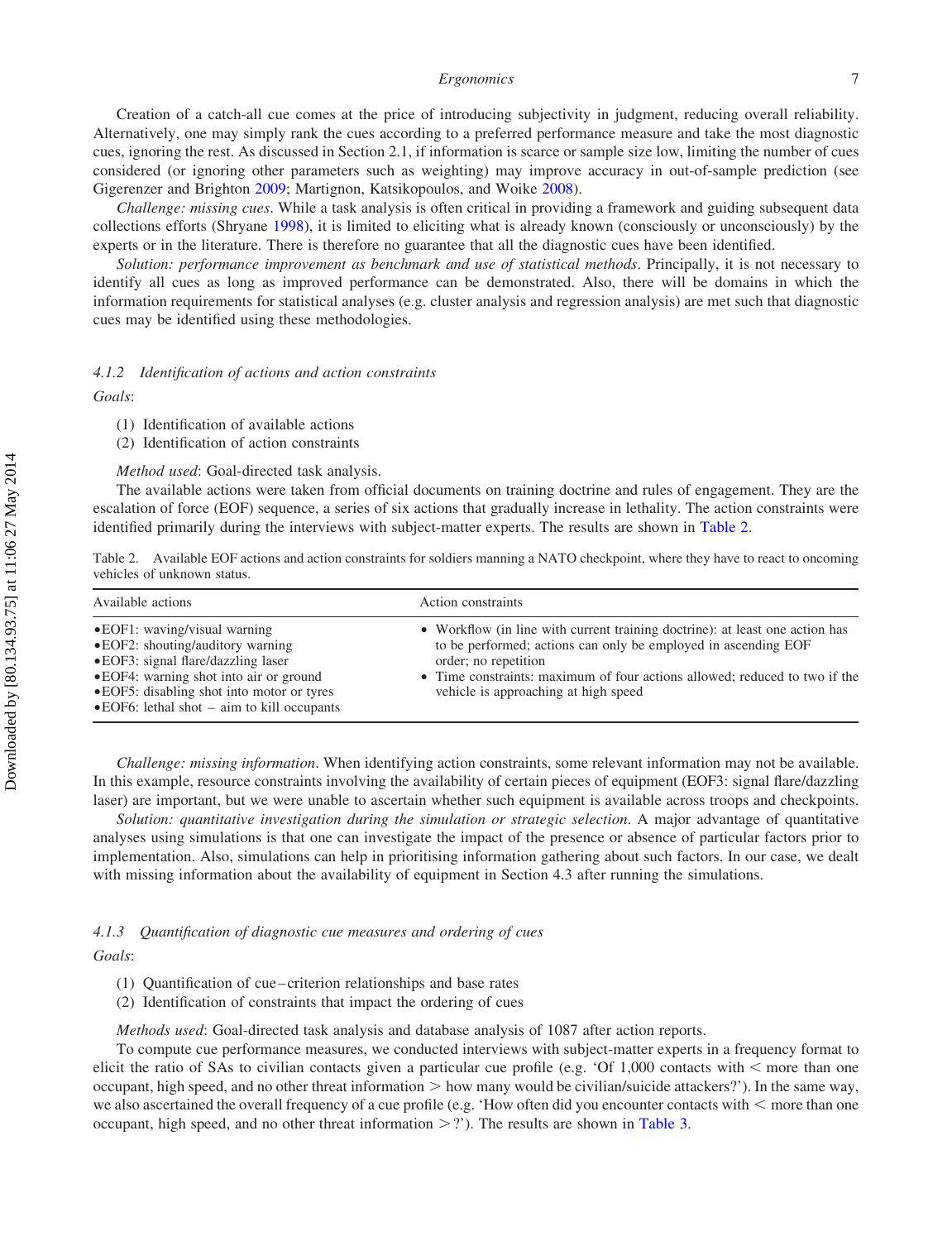Creation of a catch-all cue comes at the price of introducing subjectivity in judgment, reducing overall reliability. Alternatively, one may simply rank the cues according to a preferred performance measure and take the most diagnostic cues, ignoring the rest. As discussed in Section 2.1, if information is scarce or sample size low, limiting the number of cues considered (or ignoring other parameters such as weighting) may improve accuracy in out-of-sample prediction (see Gigerenzer and Brighton 2009; Martignon, Katsikopoulos, and Woike 2008).

*Challenge: missing cues*. While a task analysis is often critical in providing a framework and guiding subsequent data collections efforts (Shryane 1998), it is limited to eliciting what is already known (consciously or unconsciously) by the experts or in the literature. There is therefore no guarantee that all the diagnostic cues have been identified.

*Solution: performance improvement as benchmark and use of statistical methods*. Principally, it is not necessary to identify all cues as long as improved performance can be demonstrated. Also, there will be domains in which the information requirements for statistical analyses (e.g. cluster analysis and regression analysis) are met such that diagnostic cues may be identified using these methodologies.

#### 4.1.2 *Identification of actions and action constraints*

*Goals*:

(1) Identification of available actions
(2) Identification of action constraints

*Method used*: Goal-directed task analysis.

The available actions were taken from official documents on training doctrine and rules of engagement. They are the escalation of force (EOF) sequence, a series of six actions that gradually increase in lethality. The action constraints were identified primarily during the interviews with subject-matter experts. The results are shown in Table 2.

Table 2. Available EOF actions and action constraints for soldiers manning a NATO checkpoint, where they have to react to oncoming vehicles of unknown status.

| Available actions | Action constraints |
|---|---|
| •EOF1: waving/visual warning<br>•EOF2: shouting/auditory warning<br>•EOF3: signal flare/dazzling laser<br>•EOF4: warning shot into air or ground<br>•EOF5: disabling shot into motor or tyres<br>•EOF6: lethal shot – aim to kill occupants | • Workflow (in line with current training doctrine): at least one action has to be performed; actions can only be employed in ascending EOF order; no repetition<br>• Time constraints: maximum of four actions allowed; reduced to two if the vehicle is approaching at high speed |

*Challenge: missing information*. When identifying action constraints, some relevant information may not be available. In this example, resource constraints involving the availability of certain pieces of equipment (EOF3: signal flare/dazzling laser) are important, but we were unable to ascertain whether such equipment is available across troops and checkpoints.

*Solution: quantitative investigation during the simulation or strategic selection*. A major advantage of quantitative analyses using simulations is that one can investigate the impact of the presence or absence of particular factors prior to implementation. Also, simulations can help in prioritising information gathering about such factors. In our case, we dealt with missing information about the availability of equipment in Section 4.3 after running the simulations.

#### 4.1.3 *Quantification of diagnostic cue measures and ordering of cues*

*Goals*:

(1) Quantification of cue–criterion relationships and base rates
(2) Identification of constraints that impact the ordering of cues

*Methods used*: Goal-directed task analysis and database analysis of 1087 after action reports.

To compute cue performance measures, we conducted interviews with subject-matter experts in a frequency format to elicit the ratio of SAs to civilian contacts given a particular cue profile (e.g. 'Of 1,000 contacts with < more than one occupant, high speed, and no other threat information > how many would be civilian/suicide attackers?'). In the same way, we also ascertained the overall frequency of a cue profile (e.g. 'How often did you encounter contacts with < more than one occupant, high speed, and no other threat information >?'). The results are shown in Table 3.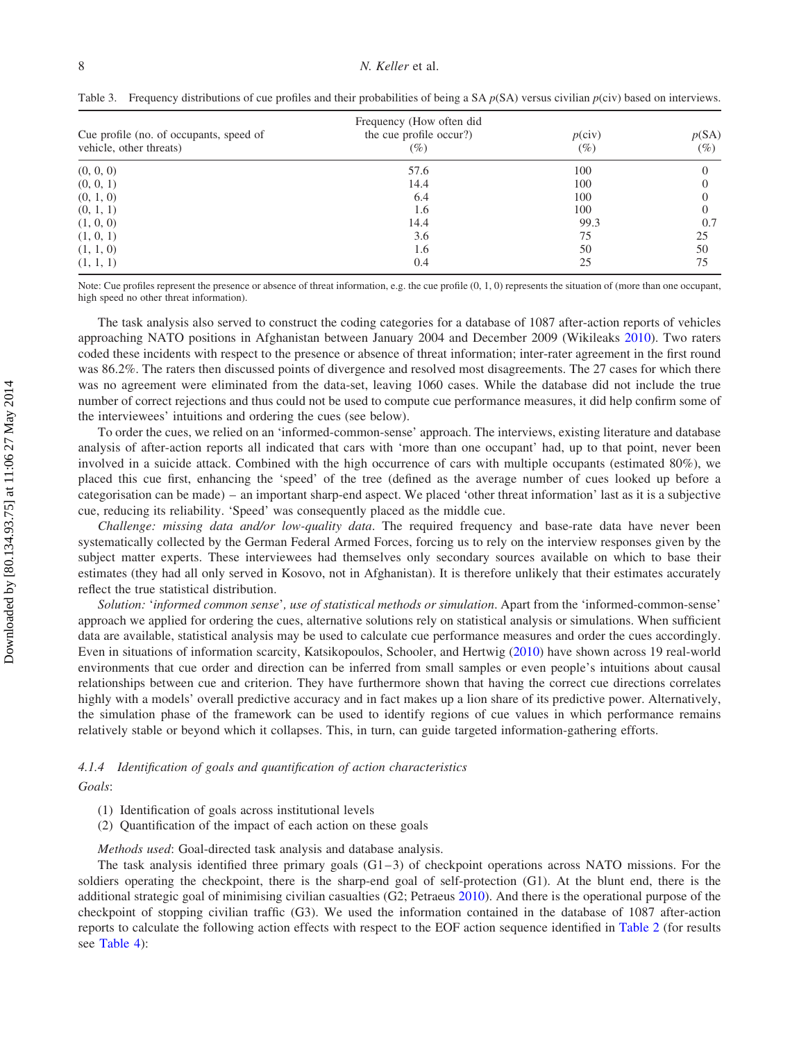Table 3. Frequency distributions of cue profiles and their probabilities of being a SA $p$(SA) versus civilian $p$(civ) based on interviews.

| Cue profile (no. of occupants, speed of vehicle, other threats) | Frequency (How often did the cue profile occur?) (%) | $p$(civ) (%) | $p$(SA) (%) |
|---|---|---|---|
| (0, 0, 0) | 57.6 | 100 | 0 |
| (0, 0, 1) | 14.4 | 100 | 0 |
| (0, 1, 0) | 6.4 | 100 | 0 |
| (0, 1, 1) | 1.6 | 100 | 0 |
| (1, 0, 0) | 14.4 | 99.3 | 0.7 |
| (1, 0, 1) | 3.6 | 75 | 25 |
| (1, 1, 0) | 1.6 | 50 | 50 |
| (1, 1, 1) | 0.4 | 25 | 75 |

Note: Cue profiles represent the presence or absence of threat information, e.g. the cue profile (0, 1, 0) represents the situation of (more than one occupant, high speed no other threat information).

The task analysis also served to construct the coding categories for a database of 1087 after-action reports of vehicles approaching NATO positions in Afghanistan between January 2004 and December 2009 (Wikileaks 2010). Two raters coded these incidents with respect to the presence or absence of threat information; inter-rater agreement in the first round was 86.2%. The raters then discussed points of divergence and resolved most disagreements. The 27 cases for which there was no agreement were eliminated from the data-set, leaving 1060 cases. While the database did not include the true number of correct rejections and thus could not be used to compute cue performance measures, it did help confirm some of the interviewees' intuitions and ordering the cues (see below).

To order the cues, we relied on an 'informed-common-sense' approach. The interviews, existing literature and database analysis of after-action reports all indicated that cars with 'more than one occupant' had, up to that point, never been involved in a suicide attack. Combined with the high occurrence of cars with multiple occupants (estimated 80%), we placed this cue first, enhancing the 'speed' of the tree (defined as the average number of cues looked up before a categorisation can be made) – an important sharp-end aspect. We placed 'other threat information' last as it is a subjective cue, reducing its reliability. 'Speed' was consequently placed as the middle cue.

*Challenge: missing data and/or low-quality data*. The required frequency and base-rate data have never been systematically collected by the German Federal Armed Forces, forcing us to rely on the interview responses given by the subject matter experts. These interviewees had themselves only secondary sources available on which to base their estimates (they had all only served in Kosovo, not in Afghanistan). It is therefore unlikely that their estimates accurately reflect the true statistical distribution.

*Solution: 'informed common sense', use of statistical methods or simulation*. Apart from the 'informed-common-sense' approach we applied for ordering the cues, alternative solutions rely on statistical analysis or simulations. When sufficient data are available, statistical analysis may be used to calculate cue performance measures and order the cues accordingly. Even in situations of information scarcity, Katsikopoulos, Schooler, and Hertwig (2010) have shown across 19 real-world environments that cue order and direction can be inferred from small samples or even people's intuitions about causal relationships between cue and criterion. They have furthermore shown that having the correct cue directions correlates highly with a models' overall predictive accuracy and in fact makes up a lion share of its predictive power. Alternatively, the simulation phase of the framework can be used to identify regions of cue values in which performance remains relatively stable or beyond which it collapses. This, in turn, can guide targeted information-gathering efforts.

#### 4.1.4 *Identification of goals and quantification of action characteristics*

*Goals*:

(1) Identification of goals across institutional levels
(2) Quantification of the impact of each action on these goals

*Methods used*: Goal-directed task analysis and database analysis.

The task analysis identified three primary goals (G1–3) of checkpoint operations across NATO missions. For the soldiers operating the checkpoint, there is the sharp-end goal of self-protection (G1). At the blunt end, there is the additional strategic goal of minimising civilian casualties (G2; Petraeus 2010). And there is the operational purpose of the checkpoint of stopping civilian traffic (G3). We used the information contained in the database of 1087 after-action reports to calculate the following action effects with respect to the EOF action sequence identified in Table 2 (for results see Table 4):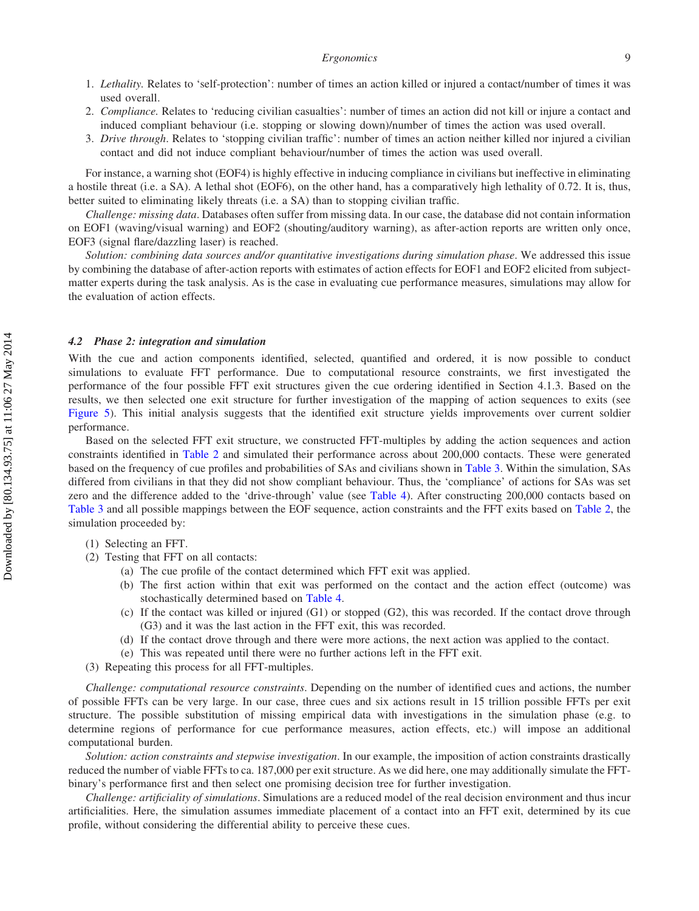1. *Lethality*. Relates to 'self-protection': number of times an action killed or injured a contact/number of times it was used overall.
2. *Compliance*. Relates to 'reducing civilian casualties': number of times an action did not kill or injure a contact and induced compliant behaviour (i.e. stopping or slowing down)/number of times the action was used overall.
3. *Drive through*. Relates to 'stopping civilian traffic': number of times an action neither killed nor injured a civilian contact and did not induce compliant behaviour/number of times the action was used overall.

For instance, a warning shot (EOF4) is highly effective in inducing compliance in civilians but ineffective in eliminating a hostile threat (i.e. a SA). A lethal shot (EOF6), on the other hand, has a comparatively high lethality of 0.72. It is, thus, better suited to eliminating likely threats (i.e. a SA) than to stopping civilian traffic.

*Challenge: missing data*. Databases often suffer from missing data. In our case, the database did not contain information on EOF1 (waving/visual warning) and EOF2 (shouting/auditory warning), as after-action reports are written only once, EOF3 (signal flare/dazzling laser) is reached.

*Solution: combining data sources and/or quantitative investigations during simulation phase*. We addressed this issue by combining the database of after-action reports with estimates of action effects for EOF1 and EOF2 elicited from subject-matter experts during the task analysis. As is the case in evaluating cue performance measures, simulations may allow for the evaluation of action effects.

### 4.2 *Phase 2: integration and simulation*

With the cue and action components identified, selected, quantified and ordered, it is now possible to conduct simulations to evaluate FFT performance. Due to computational resource constraints, we first investigated the performance of the four possible FFT exit structures given the cue ordering identified in Section 4.1.3. Based on the results, we then selected one exit structure for further investigation of the mapping of action sequences to exits (see Figure 5). This initial analysis suggests that the identified exit structure yields improvements over current soldier performance.

Based on the selected FFT exit structure, we constructed FFT-multiples by adding the action sequences and action constraints identified in Table 2 and simulated their performance across about 200,000 contacts. These were generated based on the frequency of cue profiles and probabilities of SAs and civilians shown in Table 3. Within the simulation, SAs differed from civilians in that they did not show compliant behaviour. Thus, the 'compliance' of actions for SAs was set zero and the difference added to the 'drive-through' value (see Table 4). After constructing 200,000 contacts based on Table 3 and all possible mappings between the EOF sequence, action constraints and the FFT exits based on Table 2, the simulation proceeded by:

(1) Selecting an FFT.
(2) Testing that FFT on all contacts:
   (a) The cue profile of the contact determined which FFT exit was applied.
   (b) The first action within that exit was performed on the contact and the action effect (outcome) was stochastically determined based on Table 4.
   (c) If the contact was killed or injured (G1) or stopped (G2), this was recorded. If the contact drove through (G3) and it was the last action in the FFT exit, this was recorded.
   (d) If the contact drove through and there were more actions, the next action was applied to the contact.
   (e) This was repeated until there were no further actions left in the FFT exit.
(3) Repeating this process for all FFT-multiples.

*Challenge: computational resource constraints*. Depending on the number of identified cues and actions, the number of possible FFTs can be very large. In our case, three cues and six actions result in 15 trillion possible FFTs per exit structure. The possible substitution of missing empirical data with investigations in the simulation phase (e.g. to determine regions of performance for cue performance measures, action effects, etc.) will impose an additional computational burden.

*Solution: action constraints and stepwise investigation*. In our example, the imposition of action constraints drastically reduced the number of viable FFTs to ca. 187,000 per exit structure. As we did here, one may additionally simulate the FFT-binary's performance first and then select one promising decision tree for further investigation.

*Challenge: artificiality of simulations*. Simulations are a reduced model of the real decision environment and thus incur artificialities. Here, the simulation assumes immediate placement of a contact into an FFT exit, determined by its cue profile, without considering the differential ability to perceive these cues.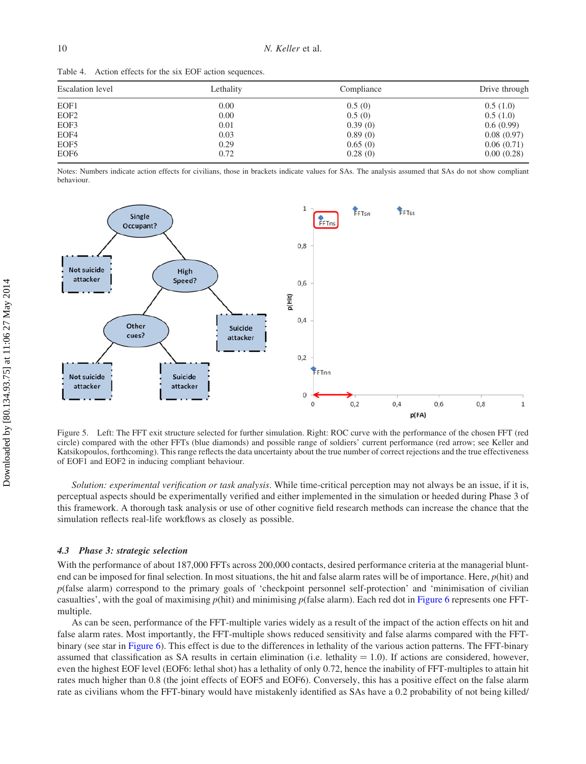Table 4. Action effects for the six EOF action sequences.

| Escalation level | Lethality | Compliance | Drive through |
|---|---|---|---|
| EOF1 | 0.00 | 0.5 (0) | 0.5 (1.0) |
| EOF2 | 0.00 | 0.5 (0) | 0.5 (1.0) |
| EOF3 | 0.01 | 0.39 (0) | 0.6 (0.99) |
| EOF4 | 0.03 | 0.89 (0) | 0.08 (0.97) |
| EOF5 | 0.29 | 0.65 (0) | 0.06 (0.71) |
| EOF6 | 0.72 | 0.28 (0) | 0.00 (0.28) |

Notes: Numbers indicate action effects for civilians, those in brackets indicate values for SAs. The analysis assumed that SAs do not show compliant behaviour.

Figure 5. Left: The FFT exit structure selected for further simulation. Right: ROC curve with the performance of the chosen FFT (red circle) compared with the other FFTs (blue diamonds) and possible range of soldiers' current performance (red arrow; see Keller and Katsikopoulos, forthcoming). This range reflects the data uncertainty about the true number of correct rejections and the true effectiveness of EOF1 and EOF2 in inducing compliant behaviour.

*Solution: experimental verification or task analysis*. While time-critical perception may not always be an issue, if it is, perceptual aspects should be experimentally verified and either implemented in the simulation or heeded during Phase 3 of this framework. A thorough task analysis or use of other cognitive field research methods can increase the chance that the simulation reflects real-life workflows as closely as possible.

### 4.3 *Phase 3: strategic selection*

With the performance of about 187,000 FFTs across 200,000 contacts, desired performance criteria at the managerial blunt-end can be imposed for final selection. In most situations, the hit and false alarm rates will be of importance. Here, $p$(hit) and $p$(false alarm) correspond to the primary goals of 'checkpoint personnel self-protection' and 'minimisation of civilian casualties', with the goal of maximising $p$(hit) and minimising $p$(false alarm). Each red dot in Figure 6 represents one FFT-multiple.

As can be seen, performance of the FFT-multiple varies widely as a result of the impact of the action effects on hit and false alarm rates. Most importantly, the FFT-multiple shows reduced sensitivity and false alarms compared with the FFT-binary (see star in Figure 6). This effect is due to the differences in lethality of the various action patterns. The FFT-binary assumed that classification as SA results in certain elimination (i.e. lethality = 1.0). If actions are considered, however, even the highest EOF level (EOF6: lethal shot) has a lethality of only 0.72, hence the inability of FFT-multiples to attain hit rates much higher than 0.8 (the joint effects of EOF5 and EOF6). Conversely, this has a positive effect on the false alarm rate as civilians whom the FFT-binary would have mistakenly identified as SAs have a 0.2 probability of not being killed/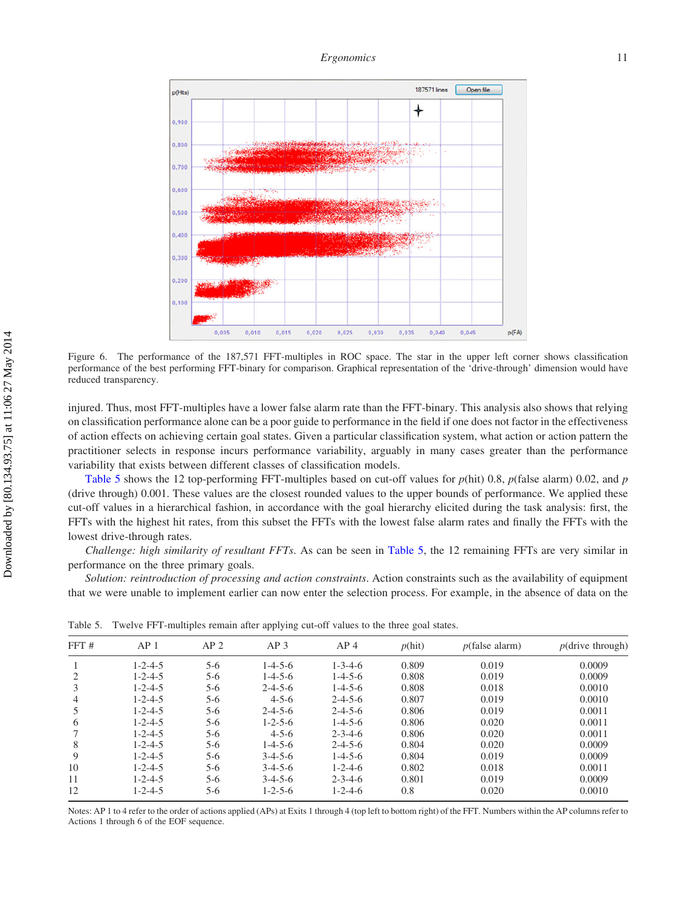Figure 6. The performance of the 187,571 FFT-multiples in ROC space. The star in the upper left corner shows classification performance of the best performing FFT-binary for comparison. Graphical representation of the 'drive-through' dimension would have reduced transparency.

injured. Thus, most FFT-multiples have a lower false alarm rate than the FFT-binary. This analysis also shows that relying on classification performance alone can be a poor guide to performance in the field if one does not factor in the effectiveness of action effects on achieving certain goal states. Given a particular classification system, what action or action pattern the practitioner selects in response incurs performance variability, arguably in many cases greater than the performance variability that exists between different classes of classification models.

Table 5 shows the 12 top-performing FFT-multiples based on cut-off values for $p$(hit) 0.8, $p$(false alarm) 0.02, and $p$ (drive through) 0.001. These values are the closest rounded values to the upper bounds of performance. We applied these cut-off values in a hierarchical fashion, in accordance with the goal hierarchy elicited during the task analysis: first, the FFTs with the highest hit rates, from this subset the FFTs with the lowest false alarm rates and finally the FFTs with the lowest drive-through rates.

*Challenge: high similarity of resultant FFTs*. As can be seen in Table 5, the 12 remaining FFTs are very similar in performance on the three primary goals.

*Solution: reintroduction of processing and action constraints*. Action constraints such as the availability of equipment that we were unable to implement earlier can now enter the selection process. For example, in the absence of data on the

Table 5. Twelve FFT-multiples remain after applying cut-off values to the three goal states.

| FFT # | AP 1 | AP 2 | AP 3 | AP 4 | $p$(hit) | $p$(false alarm) | $p$(drive through) |
|---|---|---|---|---|---|---|---|
| 1 | 1-2-4-5 | 5-6 | 1-4-5-6 | 1-3-4-6 | 0.809 | 0.019 | 0.0009 |
| 2 | 1-2-4-5 | 5-6 | 1-4-5-6 | 1-4-5-6 | 0.808 | 0.019 | 0.0009 |
| 3 | 1-2-4-5 | 5-6 | 2-4-5-6 | 1-4-5-6 | 0.808 | 0.018 | 0.0010 |
| 4 | 1-2-4-5 | 5-6 | 4-5-6 | 2-4-5-6 | 0.807 | 0.019 | 0.0010 |
| 5 | 1-2-4-5 | 5-6 | 2-4-5-6 | 2-4-5-6 | 0.806 | 0.019 | 0.0011 |
| 6 | 1-2-4-5 | 5-6 | 1-2-5-6 | 1-4-5-6 | 0.806 | 0.020 | 0.0011 |
| 7 | 1-2-4-5 | 5-6 | 4-5-6 | 2-3-4-6 | 0.806 | 0.020 | 0.0011 |
| 8 | 1-2-4-5 | 5-6 | 1-4-5-6 | 2-4-5-6 | 0.804 | 0.020 | 0.0009 |
| 9 | 1-2-4-5 | 5-6 | 3-4-5-6 | 1-4-5-6 | 0.804 | 0.019 | 0.0009 |
| 10 | 1-2-4-5 | 5-6 | 3-4-5-6 | 1-2-4-6 | 0.802 | 0.018 | 0.0011 |
| 11 | 1-2-4-5 | 5-6 | 3-4-5-6 | 2-3-4-6 | 0.801 | 0.019 | 0.0009 |
| 12 | 1-2-4-5 | 5-6 | 1-2-5-6 | 1-2-4-6 | 0.8 | 0.020 | 0.0010 |

Notes: AP 1 to 4 refer to the order of actions applied (APs) at Exits 1 through 4 (top left to bottom right) of the FFT. Numbers within the AP columns refer to Actions 1 through 6 of the EOF sequence.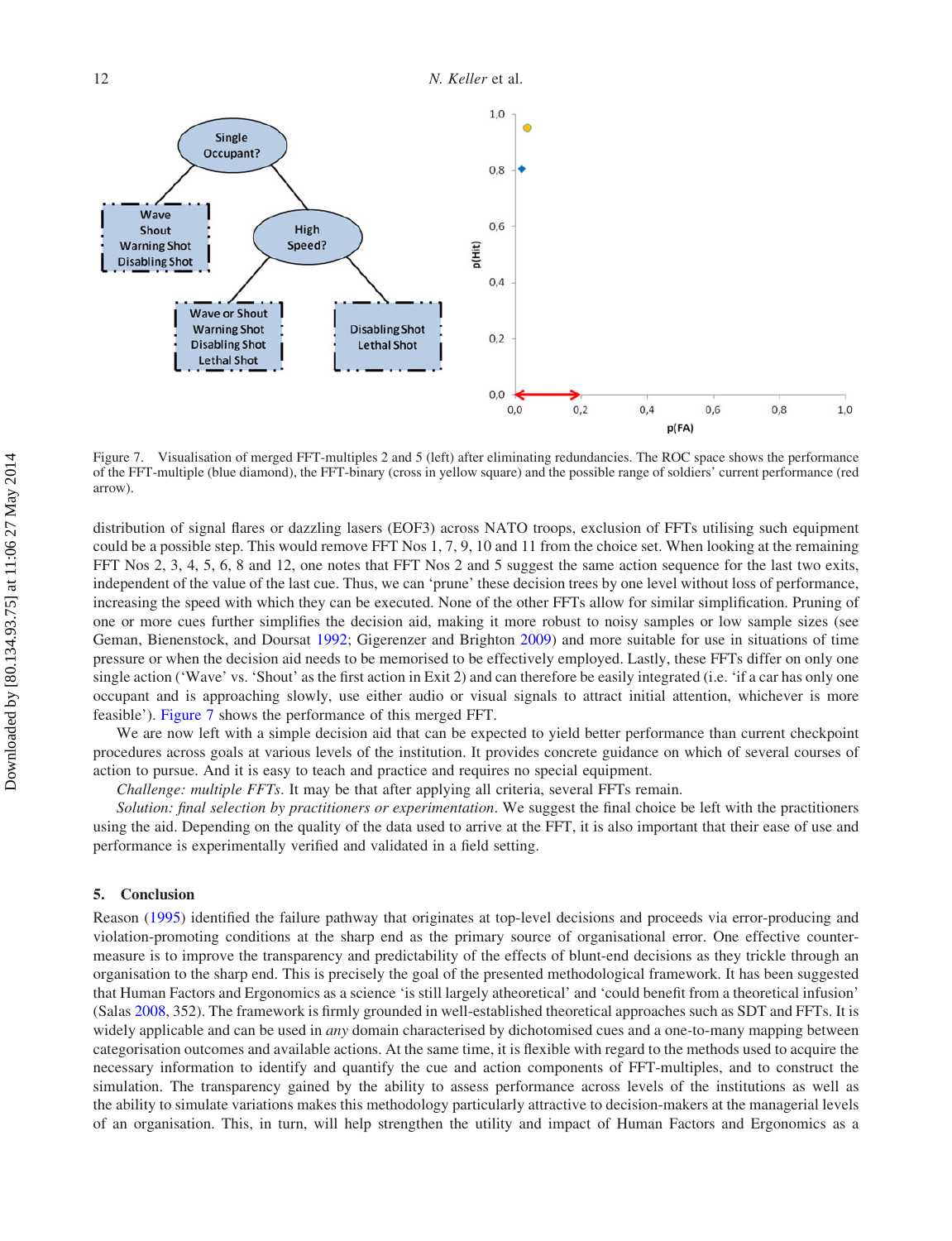Figure 7. Visualisation of merged FFT-multiples 2 and 5 (left) after eliminating redundancies. The ROC space shows the performance of the FFT-multiple (blue diamond), the FFT-binary (cross in yellow square) and the possible range of soldiers' current performance (red arrow).

distribution of signal flares or dazzling lasers (EOF3) across NATO troops, exclusion of FFTs utilising such equipment could be a possible step. This would remove FFT Nos 1, 7, 9, 10 and 11 from the choice set. When looking at the remaining FFT Nos 2, 3, 4, 5, 6, 8 and 12, one notes that FFT Nos 2 and 5 suggest the same action sequence for the last two exits, independent of the value of the last cue. Thus, we can 'prune' these decision trees by one level without loss of performance, increasing the speed with which they can be executed. None of the other FFTs allow for similar simplification. Pruning of one or more cues further simplifies the decision aid, making it more robust to noisy samples or low sample sizes (see Geman, Bienenstock, and Doursat 1992; Gigerenzer and Brighton 2009) and more suitable for use in situations of time pressure or when the decision aid needs to be memorised to be effectively employed. Lastly, these FFTs differ on only one single action ('Wave' vs. 'Shout' as the first action in Exit 2) and can therefore be easily integrated (i.e. 'if a car has only one occupant and is approaching slowly, use either audio or visual signals to attract initial attention, whichever is more feasible'). Figure 7 shows the performance of this merged FFT.

We are now left with a simple decision aid that can be expected to yield better performance than current checkpoint procedures across goals at various levels of the institution. It provides concrete guidance on which of several courses of action to pursue. And it is easy to teach and practice and requires no special equipment.

*Challenge: multiple FFTs*. It may be that after applying all criteria, several FFTs remain.

*Solution: final selection by practitioners or experimentation*. We suggest the final choice be left with the practitioners using the aid. Depending on the quality of the data used to arrive at the FFT, it is also important that their ease of use and performance is experimentally verified and validated in a field setting.

## 5. Conclusion

Reason (1995) identified the failure pathway that originates at top-level decisions and proceeds via error-producing and violation-promoting conditions at the sharp end as the primary source of organisational error. One effective countermeasure is to improve the transparency and predictability of the effects of blunt-end decisions as they trickle through an organisation to the sharp end. This is precisely the goal of the presented methodological framework. It has been suggested that Human Factors and Ergonomics as a science 'is still largely atheoretical' and 'could benefit from a theoretical infusion' (Salas 2008, 352). The framework is firmly grounded in well-established theoretical approaches such as SDT and FFTs. It is widely applicable and can be used in *any* domain characterised by dichotomised cues and a one-to-many mapping between categorisation outcomes and available actions. At the same time, it is flexible with regard to the methods used to acquire the necessary information to identify and quantify the cue and action components of FFT-multiples, and to construct the simulation. The transparency gained by the ability to assess performance across levels of the institutions as well as the ability to simulate variations makes this methodology particularly attractive to decision-makers at the managerial levels of an organisation. This, in turn, will help strengthen the utility and impact of Human Factors and Ergonomics as a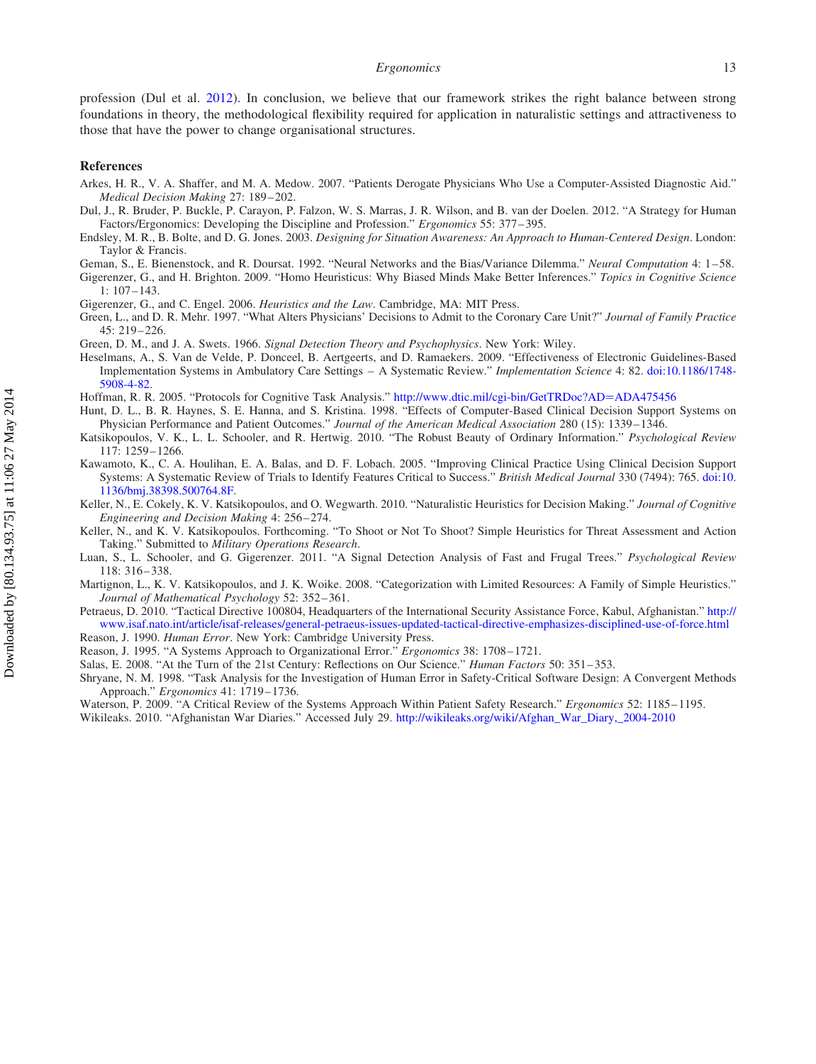profession (Dul et al. 2012). In conclusion, we believe that our framework strikes the right balance between strong foundations in theory, the methodological flexibility required for application in naturalistic settings and attractiveness to those that have the power to change organisational structures.

## References

Arkes, H. R., V. A. Shaffer, and M. A. Medow. 2007. "Patients Derogate Physicians Who Use a Computer-Assisted Diagnostic Aid." *Medical Decision Making* 27: 189–202.

Dul, J., R. Bruder, P. Buckle, P. Carayon, P. Falzon, W. S. Marras, J. R. Wilson, and B. van der Doelen. 2012. "A Strategy for Human Factors/Ergonomics: Developing the Discipline and Profession." *Ergonomics* 55: 377–395.

Endsley, M. R., B. Bolte, and D. G. Jones. 2003. *Designing for Situation Awareness: An Approach to Human-Centered Design*. London: Taylor & Francis.

Geman, S., E. Bienenstock, and R. Doursat. 1992. "Neural Networks and the Bias/Variance Dilemma." *Neural Computation* 4: 1–58.

Gigerenzer, G., and H. Brighton. 2009. "Homo Heuristicus: Why Biased Minds Make Better Inferences." *Topics in Cognitive Science* 1: 107–143.

Gigerenzer, G., and C. Engel. 2006. *Heuristics and the Law*. Cambridge, MA: MIT Press.

Green, L., and D. R. Mehr. 1997. "What Alters Physicians' Decisions to Admit to the Coronary Care Unit?" *Journal of Family Practice* 45: 219–226.

Green, D. M., and J. A. Swets. 1966. *Signal Detection Theory and Psychophysics*. New York: Wiley.

Heselmans, A., S. Van de Velde, P. Donceel, B. Aertgeerts, and D. Ramaekers. 2009. "Effectiveness of Electronic Guidelines-Based Implementation Systems in Ambulatory Care Settings – A Systematic Review." *Implementation Science* 4: 82. doi:10.1186/1748-5908-4-82.

Hoffman, R. R. 2005. "Protocols for Cognitive Task Analysis." http://www.dtic.mil/cgi-bin/GetTRDoc?AD=ADA475456

Hunt, D. L., B. R. Haynes, S. E. Hanna, and S. Kristina. 1998. "Effects of Computer-Based Clinical Decision Support Systems on Physician Performance and Patient Outcomes." *Journal of the American Medical Association* 280 (15): 1339–1346.

Katsikopoulos, V. K., L. L. Schooler, and R. Hertwig. 2010. "The Robust Beauty of Ordinary Information." *Psychological Review* 117: 1259–1266.

Kawamoto, K., C. A. Houlihan, E. A. Balas, and D. F. Lobach. 2005. "Improving Clinical Practice Using Clinical Decision Support Systems: A Systematic Review of Trials to Identify Features Critical to Success." *British Medical Journal* 330 (7494): 765. doi:10.1136/bmj.38398.500764.8F.

Keller, N., E. Cokely, K. V. Katsikopoulos, and O. Wegwarth. 2010. "Naturalistic Heuristics for Decision Making." *Journal of Cognitive Engineering and Decision Making* 4: 256–274.

Keller, N., and K. V. Katsikopoulos. Forthcoming. "To Shoot or Not To Shoot? Simple Heuristics for Threat Assessment and Action Taking." Submitted to *Military Operations Research*.

Luan, S., L. Schooler, and G. Gigerenzer. 2011. "A Signal Detection Analysis of Fast and Frugal Trees." *Psychological Review* 118: 316–338.

Martignon, L., K. V. Katsikopoulos, and J. K. Woike. 2008. "Categorization with Limited Resources: A Family of Simple Heuristics." *Journal of Mathematical Psychology* 52: 352–361.

Petraeus, D. 2010. "Tactical Directive 100804, Headquarters of the International Security Assistance Force, Kabul, Afghanistan." http://www.isaf.nato.int/article/isaf-releases/general-petraeus-issues-updated-tactical-directive-emphasizes-disciplined-use-of-force.html

Reason, J. 1990. *Human Error*. New York: Cambridge University Press.

Reason, J. 1995. "A Systems Approach to Organizational Error." *Ergonomics* 38: 1708–1721.

Salas, E. 2008. "At the Turn of the 21st Century: Reflections on Our Science." *Human Factors* 50: 351–353.

Shryane, N. M. 1998. "Task Analysis for the Investigation of Human Error in Safety-Critical Software Design: A Convergent Methods Approach." *Ergonomics* 41: 1719–1736.

Waterson, P. 2009. "A Critical Review of the Systems Approach Within Patient Safety Research." *Ergonomics* 52: 1185–1195.

Wikileaks. 2010. "Afghanistan War Diaries." Accessed July 29. http://wikileaks.org/wiki/Afghan_War_Diary,_2004-2010